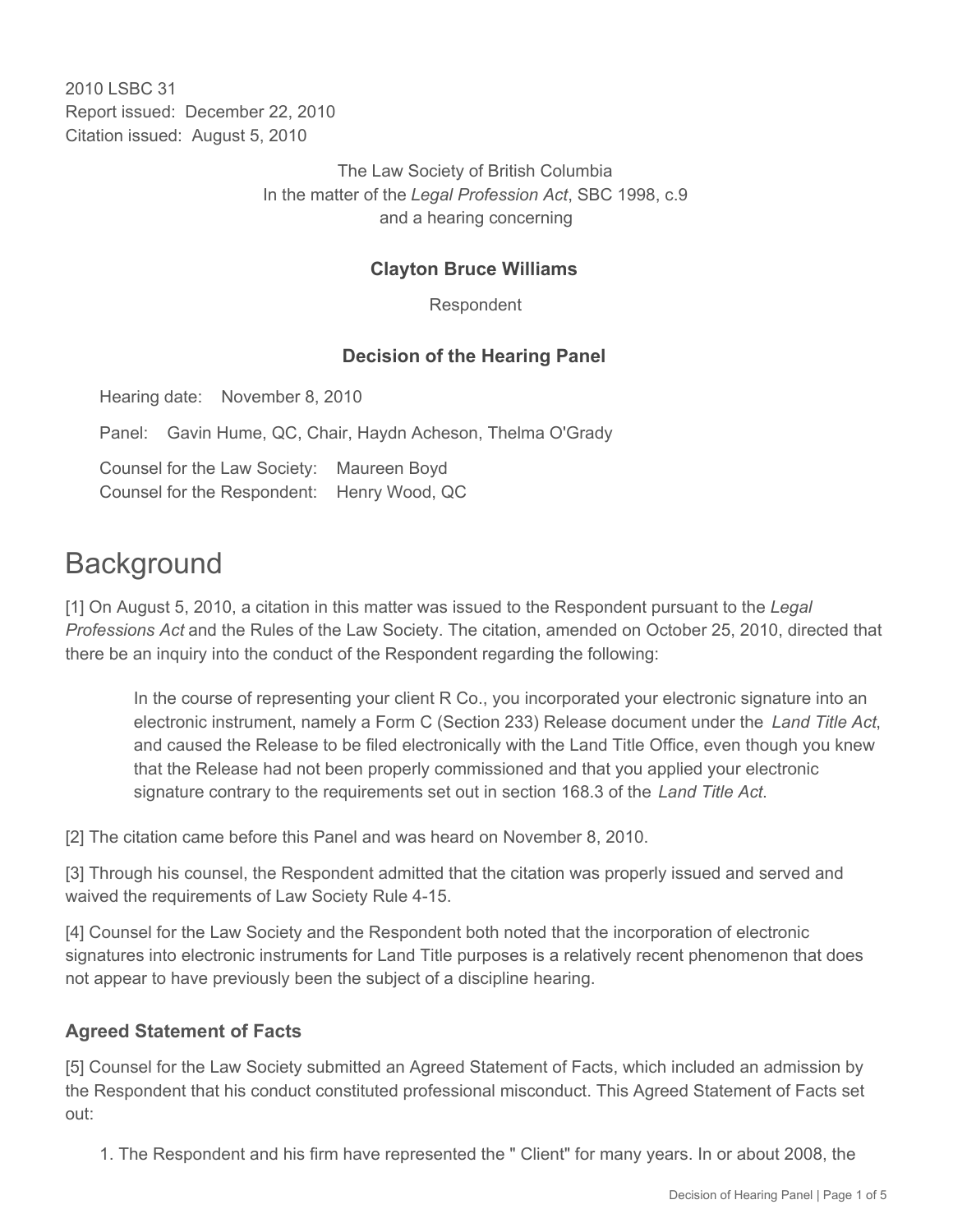2010 LSBC 31
Report issued: December 22, 2010
Citation issued: August 5, 2010

The Law Society of British Columbia
In the matter of the *Legal Profession Act*, SBC 1998, c.9
and a hearing concerning

**Clayton Bruce Williams**

Respondent

**Decision of the Hearing Panel**

Hearing date: November 8, 2010

Panel: Gavin Hume, QC, Chair, Haydn Acheson, Thelma O'Grady

Counsel for the Law Society: Maureen Boyd
Counsel for the Respondent: Henry Wood, QC

# Background

[1] On August 5, 2010, a citation in this matter was issued to the Respondent pursuant to the *Legal Professions Act* and the Rules of the Law Society. The citation, amended on October 25, 2010, directed that there be an inquiry into the conduct of the Respondent regarding the following:

> In the course of representing your client R Co., you incorporated your electronic signature into an electronic instrument, namely a Form C (Section 233) Release document under the *Land Title Act*, and caused the Release to be filed electronically with the Land Title Office, even though you knew that the Release had not been properly commissioned and that you applied your electronic signature contrary to the requirements set out in section 168.3 of the *Land Title Act*.

[2] The citation came before this Panel and was heard on November 8, 2010.

[3] Through his counsel, the Respondent admitted that the citation was properly issued and served and waived the requirements of Law Society Rule 4-15.

[4] Counsel for the Law Society and the Respondent both noted that the incorporation of electronic signatures into electronic instruments for Land Title purposes is a relatively recent phenomenon that does not appear to have previously been the subject of a discipline hearing.

### Agreed Statement of Facts

[5] Counsel for the Law Society submitted an Agreed Statement of Facts, which included an admission by the Respondent that his conduct constituted professional misconduct. This Agreed Statement of Facts set out:

1. The Respondent and his firm have represented the " Client" for many years. In or about 2008, the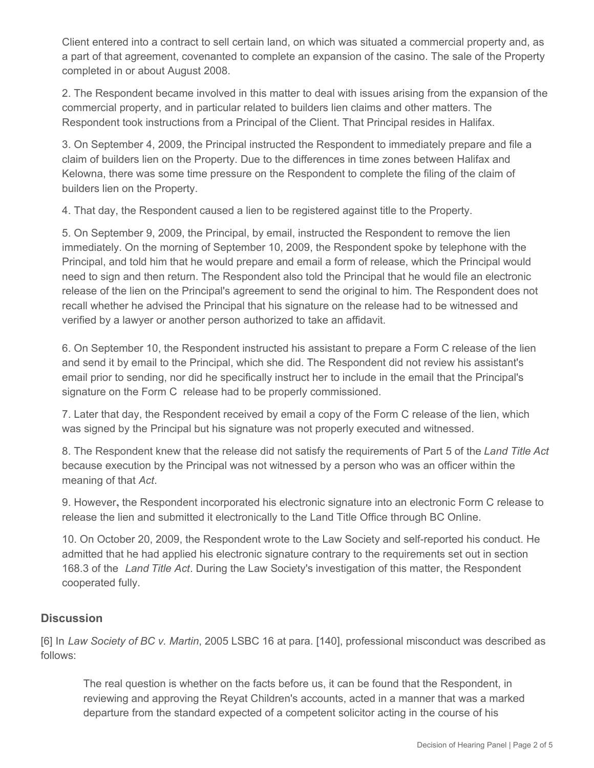Client entered into a contract to sell certain land, on which was situated a commercial property and, as a part of that agreement, covenanted to complete an expansion of the casino. The sale of the Property completed in or about August 2008.

2. The Respondent became involved in this matter to deal with issues arising from the expansion of the commercial property, and in particular related to builders lien claims and other matters. The Respondent took instructions from a Principal of the Client. That Principal resides in Halifax.

3. On September 4, 2009, the Principal instructed the Respondent to immediately prepare and file a claim of builders lien on the Property. Due to the differences in time zones between Halifax and Kelowna, there was some time pressure on the Respondent to complete the filing of the claim of builders lien on the Property.

4. That day, the Respondent caused a lien to be registered against title to the Property.

5. On September 9, 2009, the Principal, by email, instructed the Respondent to remove the lien immediately. On the morning of September 10, 2009, the Respondent spoke by telephone with the Principal, and told him that he would prepare and email a form of release, which the Principal would need to sign and then return. The Respondent also told the Principal that he would file an electronic release of the lien on the Principal's agreement to send the original to him. The Respondent does not recall whether he advised the Principal that his signature on the release had to be witnessed and verified by a lawyer or another person authorized to take an affidavit.

6. On September 10, the Respondent instructed his assistant to prepare a Form C release of the lien and send it by email to the Principal, which she did. The Respondent did not review his assistant's email prior to sending, nor did he specifically instruct her to include in the email that the Principal's signature on the Form C release had to be properly commissioned.

7. Later that day, the Respondent received by email a copy of the Form C release of the lien, which was signed by the Principal but his signature was not properly executed and witnessed.

8. The Respondent knew that the release did not satisfy the requirements of Part 5 of the *Land Title Act* because execution by the Principal was not witnessed by a person who was an officer within the meaning of that *Act*.

9. However**,** the Respondent incorporated his electronic signature into an electronic Form C release to release the lien and submitted it electronically to the Land Title Office through BC Online.

10. On October 20, 2009, the Respondent wrote to the Law Society and self-reported his conduct. He admitted that he had applied his electronic signature contrary to the requirements set out in section 168.3 of the *Land Title Act*. During the Law Society's investigation of this matter, the Respondent cooperated fully.

## Discussion

[6] In *Law Society of BC v. Martin*, 2005 LSBC 16 at para. [140], professional misconduct was described as follows:

> The real question is whether on the facts before us, it can be found that the Respondent, in reviewing and approving the Reyat Children's accounts, acted in a manner that was a marked departure from the standard expected of a competent solicitor acting in the course of his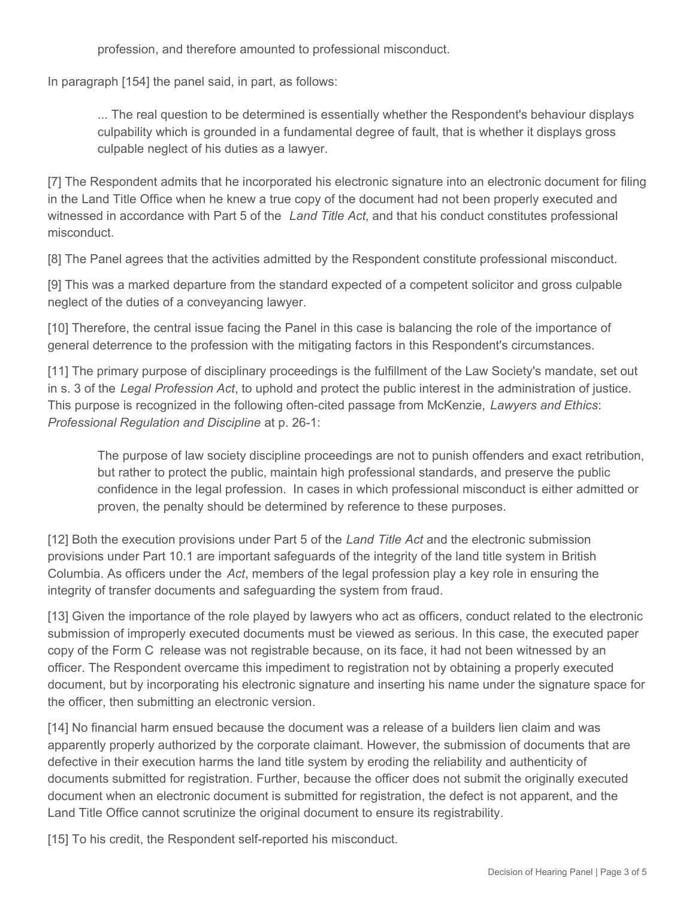> profession, and therefore amounted to professional misconduct.

In paragraph [154] the panel said, in part, as follows:

> ... The real question to be determined is essentially whether the Respondent's behaviour displays culpability which is grounded in a fundamental degree of fault, that is whether it displays gross culpable neglect of his duties as a lawyer.

[7] The Respondent admits that he incorporated his electronic signature into an electronic document for filing in the Land Title Office when he knew a true copy of the document had not been properly executed and witnessed in accordance with Part 5 of the *Land Title Act*, and that his conduct constitutes professional misconduct.

[8] The Panel agrees that the activities admitted by the Respondent constitute professional misconduct.

[9] This was a marked departure from the standard expected of a competent solicitor and gross culpable neglect of the duties of a conveyancing lawyer.

[10] Therefore, the central issue facing the Panel in this case is balancing the role of the importance of general deterrence to the profession with the mitigating factors in this Respondent's circumstances.

[11] The primary purpose of disciplinary proceedings is the fulfillment of the Law Society's mandate, set out in s. 3 of the *Legal Profession Act*, to uphold and protect the public interest in the administration of justice. This purpose is recognized in the following often-cited passage from McKenzie, *Lawyers and Ethics*: *Professional Regulation and Discipline* at p. 26-1:

> The purpose of law society discipline proceedings are not to punish offenders and exact retribution, but rather to protect the public, maintain high professional standards, and preserve the public confidence in the legal profession. In cases in which professional misconduct is either admitted or proven, the penalty should be determined by reference to these purposes.

[12] Both the execution provisions under Part 5 of the *Land Title Act* and the electronic submission provisions under Part 10.1 are important safeguards of the integrity of the land title system in British Columbia. As officers under the *Act*, members of the legal profession play a key role in ensuring the integrity of transfer documents and safeguarding the system from fraud.

[13] Given the importance of the role played by lawyers who act as officers, conduct related to the electronic submission of improperly executed documents must be viewed as serious. In this case, the executed paper copy of the Form C release was not registrable because, on its face, it had not been witnessed by an officer. The Respondent overcame this impediment to registration not by obtaining a properly executed document, but by incorporating his electronic signature and inserting his name under the signature space for the officer, then submitting an electronic version.

[14] No financial harm ensued because the document was a release of a builders lien claim and was apparently properly authorized by the corporate claimant. However, the submission of documents that are defective in their execution harms the land title system by eroding the reliability and authenticity of documents submitted for registration. Further, because the officer does not submit the originally executed document when an electronic document is submitted for registration, the defect is not apparent, and the Land Title Office cannot scrutinize the original document to ensure its registrability.

[15] To his credit, the Respondent self-reported his misconduct.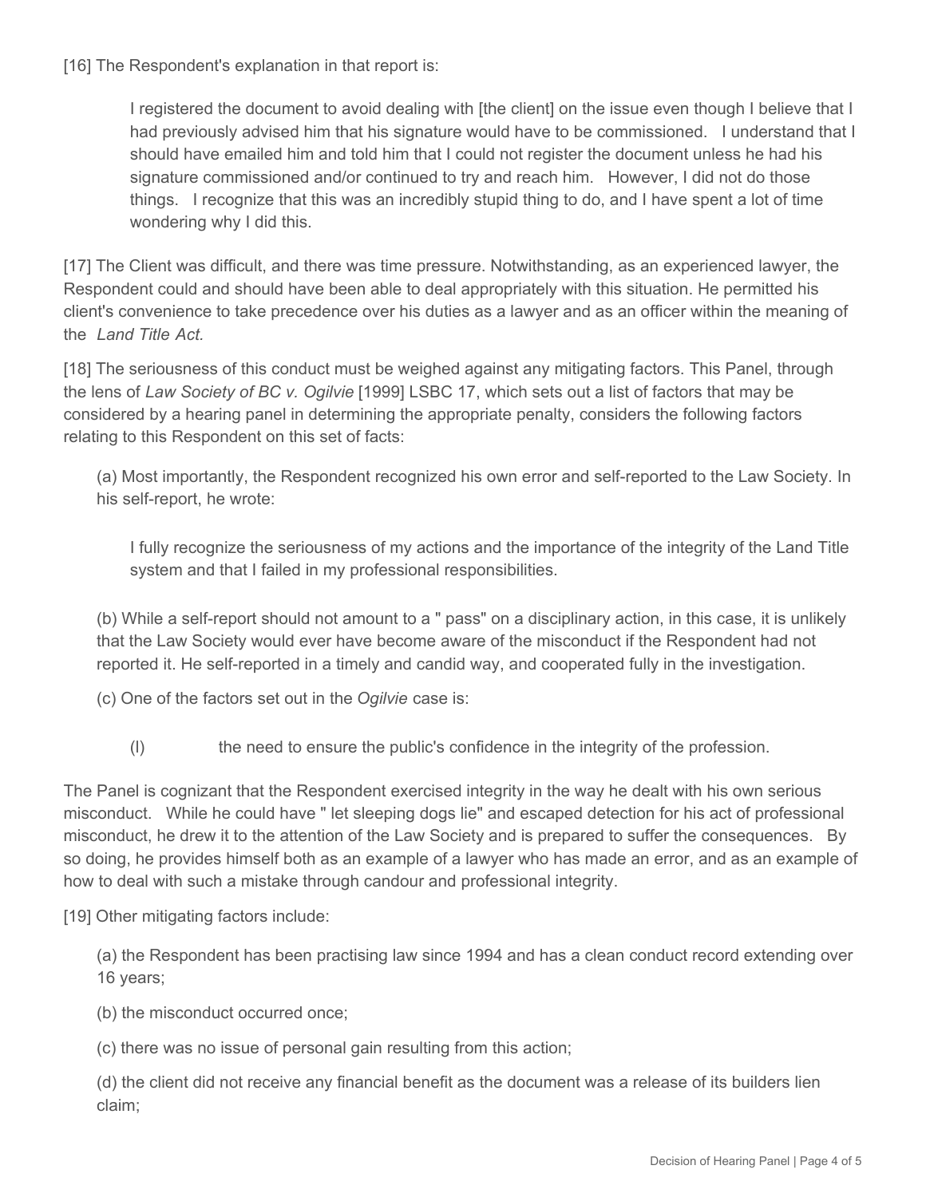[16] The Respondent's explanation in that report is:

> I registered the document to avoid dealing with [the client] on the issue even though I believe that I had previously advised him that his signature would have to be commissioned. I understand that I should have emailed him and told him that I could not register the document unless he had his signature commissioned and/or continued to try and reach him. However, I did not do those things. I recognize that this was an incredibly stupid thing to do, and I have spent a lot of time wondering why I did this.

[17] The Client was difficult, and there was time pressure. Notwithstanding, as an experienced lawyer, the Respondent could and should have been able to deal appropriately with this situation. He permitted his client's convenience to take precedence over his duties as a lawyer and as an officer within the meaning of the *Land Title Act.*

[18] The seriousness of this conduct must be weighed against any mitigating factors. This Panel, through the lens of *Law Society of BC v. Ogilvie* [1999] LSBC 17, which sets out a list of factors that may be considered by a hearing panel in determining the appropriate penalty, considers the following factors relating to this Respondent on this set of facts:

(a) Most importantly, the Respondent recognized his own error and self-reported to the Law Society. In his self-report, he wrote:

> I fully recognize the seriousness of my actions and the importance of the integrity of the Land Title system and that I failed in my professional responsibilities.

(b) While a self-report should not amount to a " pass" on a disciplinary action, in this case, it is unlikely that the Law Society would ever have become aware of the misconduct if the Respondent had not reported it. He self-reported in a timely and candid way, and cooperated fully in the investigation.

(c) One of the factors set out in the *Ogilvie* case is:

> (l) the need to ensure the public's confidence in the integrity of the profession.

The Panel is cognizant that the Respondent exercised integrity in the way he dealt with his own serious misconduct. While he could have " let sleeping dogs lie" and escaped detection for his act of professional misconduct, he drew it to the attention of the Law Society and is prepared to suffer the consequences. By so doing, he provides himself both as an example of a lawyer who has made an error, and as an example of how to deal with such a mistake through candour and professional integrity.

[19] Other mitigating factors include:

(a) the Respondent has been practising law since 1994 and has a clean conduct record extending over 16 years;

(b) the misconduct occurred once;

(c) there was no issue of personal gain resulting from this action;

(d) the client did not receive any financial benefit as the document was a release of its builders lien claim;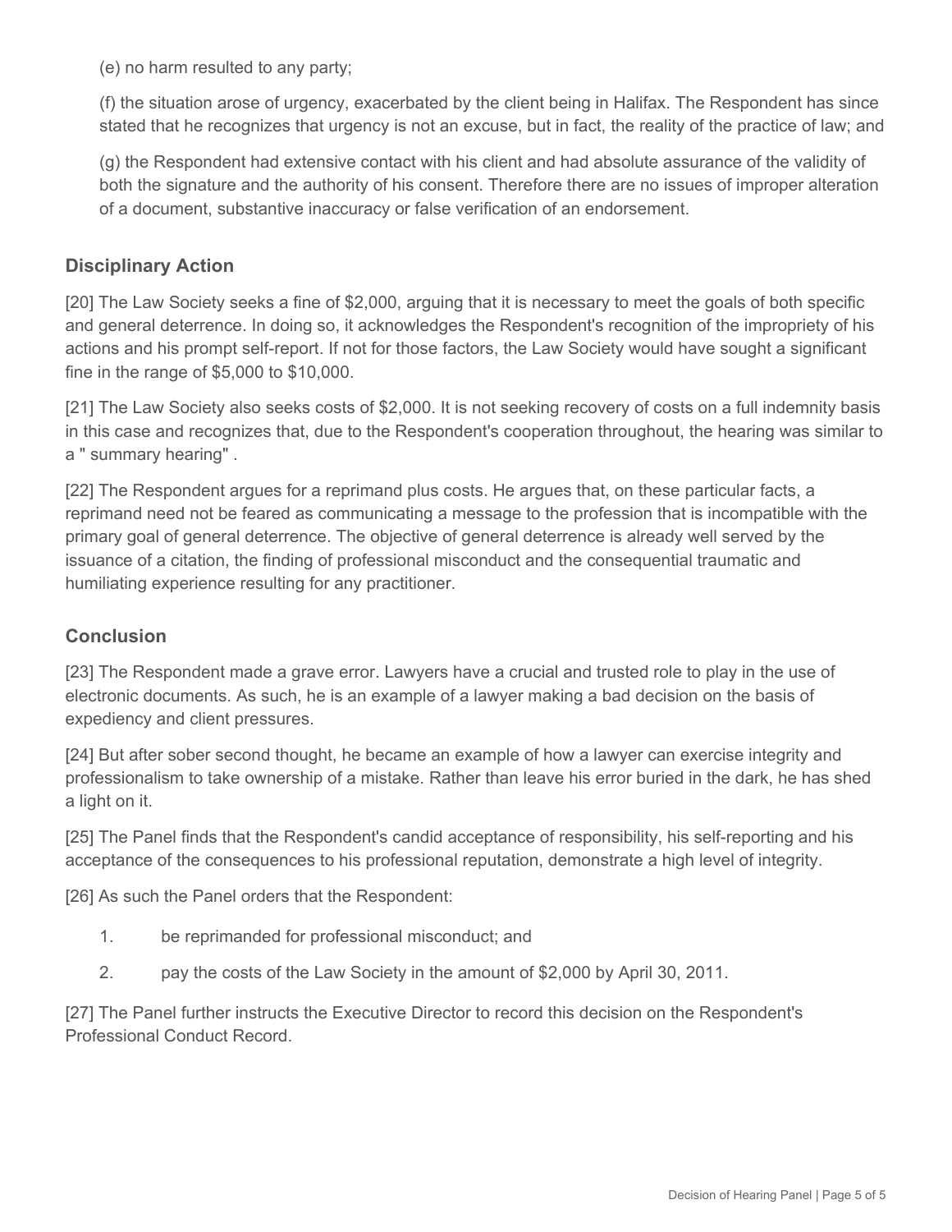(e) no harm resulted to any party;

(f) the situation arose of urgency, exacerbated by the client being in Halifax. The Respondent has since stated that he recognizes that urgency is not an excuse, but in fact, the reality of the practice of law; and

(g) the Respondent had extensive contact with his client and had absolute assurance of the validity of both the signature and the authority of his consent. Therefore there are no issues of improper alteration of a document, substantive inaccuracy or false verification of an endorsement.

## Disciplinary Action

[20] The Law Society seeks a fine of $2,000, arguing that it is necessary to meet the goals of both specific and general deterrence. In doing so, it acknowledges the Respondent's recognition of the impropriety of his actions and his prompt self-report. If not for those factors, the Law Society would have sought a significant fine in the range of $5,000 to $10,000.

[21] The Law Society also seeks costs of $2,000. It is not seeking recovery of costs on a full indemnity basis in this case and recognizes that, due to the Respondent's cooperation throughout, the hearing was similar to a " summary hearing" .

[22] The Respondent argues for a reprimand plus costs. He argues that, on these particular facts, a reprimand need not be feared as communicating a message to the profession that is incompatible with the primary goal of general deterrence. The objective of general deterrence is already well served by the issuance of a citation, the finding of professional misconduct and the consequential traumatic and humiliating experience resulting for any practitioner.

## Conclusion

[23] The Respondent made a grave error. Lawyers have a crucial and trusted role to play in the use of electronic documents. As such, he is an example of a lawyer making a bad decision on the basis of expediency and client pressures.

[24] But after sober second thought, he became an example of how a lawyer can exercise integrity and professionalism to take ownership of a mistake. Rather than leave his error buried in the dark, he has shed a light on it.

[25] The Panel finds that the Respondent's candid acceptance of responsibility, his self-reporting and his acceptance of the consequences to his professional reputation, demonstrate a high level of integrity.

[26] As such the Panel orders that the Respondent:

1. be reprimanded for professional misconduct; and
2. pay the costs of the Law Society in the amount of $2,000 by April 30, 2011.

[27] The Panel further instructs the Executive Director to record this decision on the Respondent's Professional Conduct Record.